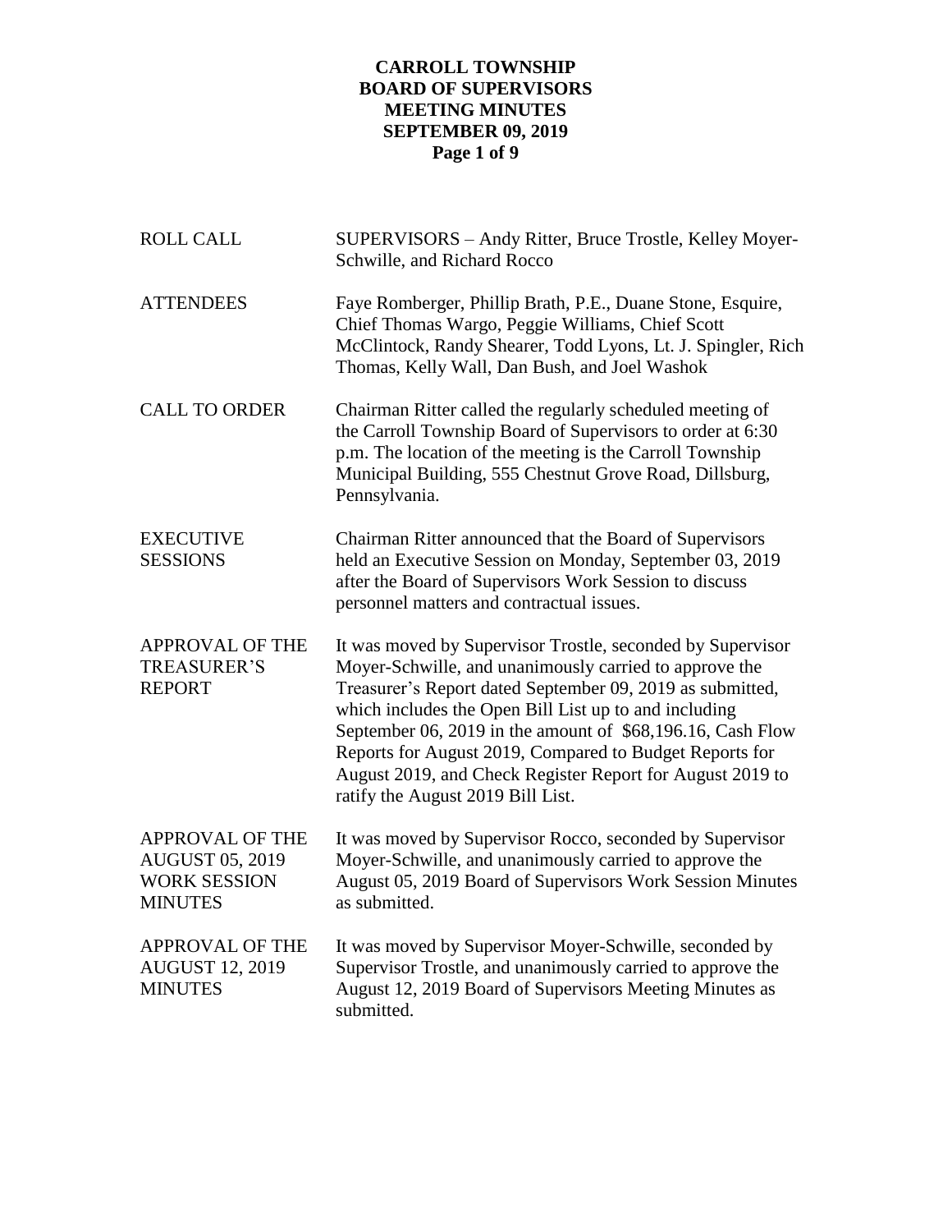# CARROLL TOWNSHIP
# BOARD OF SUPERVISORS
# MEETING MINUTES
# SEPTEMBER 09, 2019

**ROLL CALL**

SUPERVISORS – Andy Ritter, Bruce Trostle, Kelley Moyer-Schwille, and Richard Rocco

**ATTENDEES**

Faye Romberger, Phillip Brath, P.E., Duane Stone, Esquire, Chief Thomas Wargo, Peggie Williams, Chief Scott McClintock, Randy Shearer, Todd Lyons, Lt. J. Spingler, Rich Thomas, Kelly Wall, Dan Bush, and Joel Washok

**CALL TO ORDER**

Chairman Ritter called the regularly scheduled meeting of the Carroll Township Board of Supervisors to order at 6:30 p.m. The location of the meeting is the Carroll Township Municipal Building, 555 Chestnut Grove Road, Dillsburg, Pennsylvania.

**EXECUTIVE SESSIONS**

Chairman Ritter announced that the Board of Supervisors held an Executive Session on Monday, September 03, 2019 after the Board of Supervisors Work Session to discuss personnel matters and contractual issues.

**APPROVAL OF THE TREASURER'S REPORT**

It was moved by Supervisor Trostle, seconded by Supervisor Moyer-Schwille, and unanimously carried to approve the Treasurer's Report dated September 09, 2019 as submitted, which includes the Open Bill List up to and including September 06, 2019 in the amount of $68,196.16, Cash Flow Reports for August 2019, Compared to Budget Reports for August 2019, and Check Register Report for August 2019 to ratify the August 2019 Bill List.

**APPROVAL OF THE AUGUST 05, 2019 WORK SESSION MINUTES**

It was moved by Supervisor Rocco, seconded by Supervisor Moyer-Schwille, and unanimously carried to approve the August 05, 2019 Board of Supervisors Work Session Minutes as submitted.

**APPROVAL OF THE AUGUST 12, 2019 MINUTES**

It was moved by Supervisor Moyer-Schwille, seconded by Supervisor Trostle, and unanimously carried to approve the August 12, 2019 Board of Supervisors Meeting Minutes as submitted.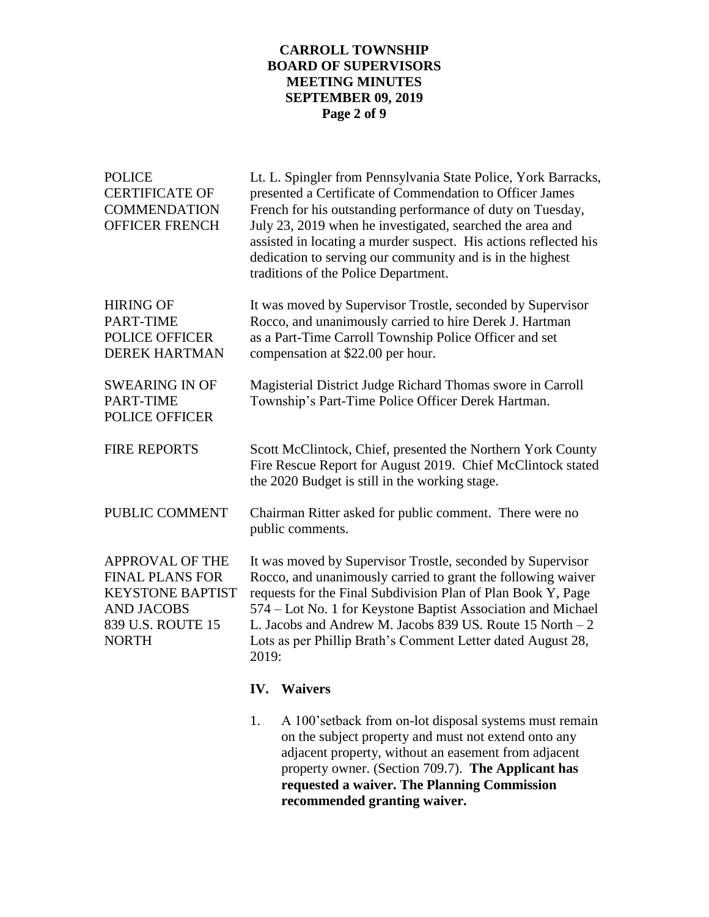**POLICE CERTIFICATE OF COMMENDATION OFFICER FRENCH**

Lt. L. Spingler from Pennsylvania State Police, York Barracks, presented a Certificate of Commendation to Officer James French for his outstanding performance of duty on Tuesday, July 23, 2019 when he investigated, searched the area and assisted in locating a murder suspect. His actions reflected his dedication to serving our community and is in the highest traditions of the Police Department.

**HIRING OF PART-TIME POLICE OFFICER DEREK HARTMAN**

It was moved by Supervisor Trostle, seconded by Supervisor Rocco, and unanimously carried to hire Derek J. Hartman as a Part-Time Carroll Township Police Officer and set compensation at $22.00 per hour.

**SWEARING IN OF PART-TIME POLICE OFFICER**

Magisterial District Judge Richard Thomas swore in Carroll Township's Part-Time Police Officer Derek Hartman.

**FIRE REPORTS**

Scott McClintock, Chief, presented the Northern York County Fire Rescue Report for August 2019. Chief McClintock stated the 2020 Budget is still in the working stage.

**PUBLIC COMMENT**

Chairman Ritter asked for public comment. There were no public comments.

**APPROVAL OF THE FINAL PLANS FOR KEYSTONE BAPTIST AND JACOBS 839 U.S. ROUTE 15 NORTH**

It was moved by Supervisor Trostle, seconded by Supervisor Rocco, and unanimously carried to grant the following waiver requests for the Final Subdivision Plan of Plan Book Y, Page 574 – Lot No. 1 for Keystone Baptist Association and Michael L. Jacobs and Andrew M. Jacobs 839 US. Route 15 North – 2 Lots as per Phillip Brath's Comment Letter dated August 28, 2019:

**IV. Waivers**

1. A 100'setback from on-lot disposal systems must remain on the subject property and must not extend onto any adjacent property, without an easement from adjacent property owner. (Section 709.7). **The Applicant has requested a waiver. The Planning Commission recommended granting waiver.**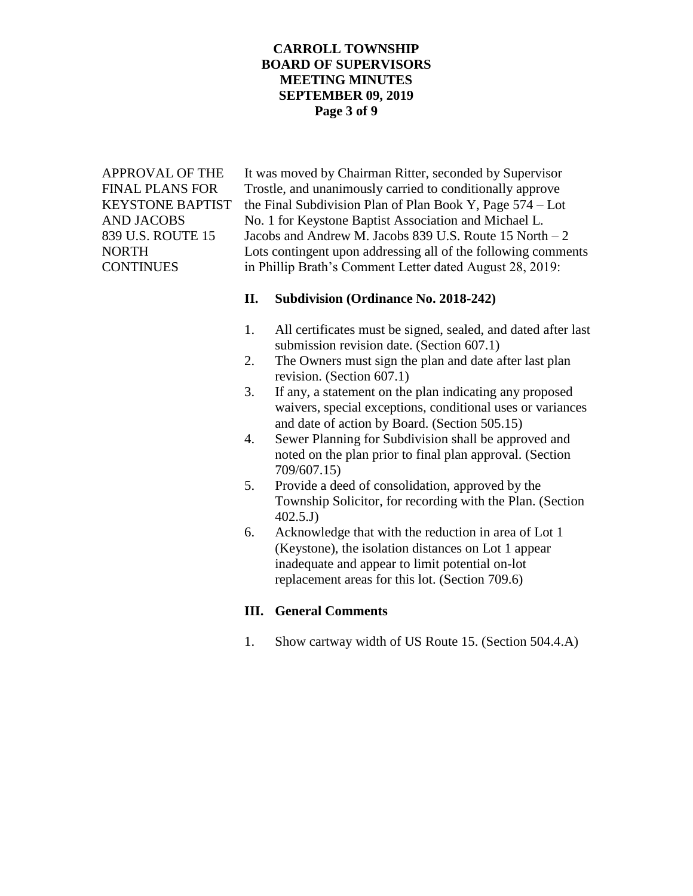APPROVAL OF THE FINAL PLANS FOR KEYSTONE BAPTIST AND JACOBS 839 U.S. ROUTE 15 NORTH CONTINUES

It was moved by Chairman Ritter, seconded by Supervisor Trostle, and unanimously carried to conditionally approve the Final Subdivision Plan of Plan Book Y, Page 574 – Lot No. 1 for Keystone Baptist Association and Michael L. Jacobs and Andrew M. Jacobs 839 U.S. Route 15 North – 2 Lots contingent upon addressing all of the following comments in Phillip Brath's Comment Letter dated August 28, 2019:

**II. Subdivision (Ordinance No. 2018-242)**

1. All certificates must be signed, sealed, and dated after last submission revision date. (Section 607.1)
2. The Owners must sign the plan and date after last plan revision. (Section 607.1)
3. If any, a statement on the plan indicating any proposed waivers, special exceptions, conditional uses or variances and date of action by Board. (Section 505.15)
4. Sewer Planning for Subdivision shall be approved and noted on the plan prior to final plan approval. (Section 709/607.15)
5. Provide a deed of consolidation, approved by the Township Solicitor, for recording with the Plan. (Section 402.5.J)
6. Acknowledge that with the reduction in area of Lot 1 (Keystone), the isolation distances on Lot 1 appear inadequate and appear to limit potential on-lot replacement areas for this lot. (Section 709.6)

**III. General Comments**

1. Show cartway width of US Route 15. (Section 504.4.A)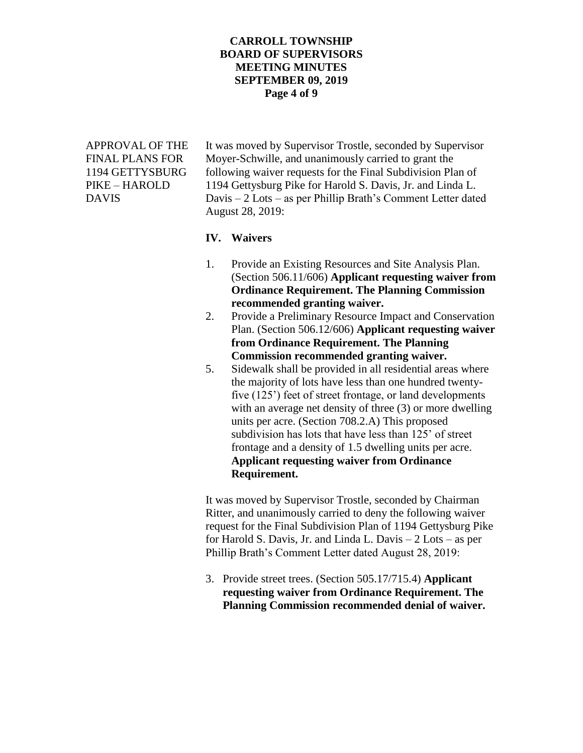**APPROVAL OF THE FINAL PLANS FOR 1194 GETTYSBURG PIKE – HAROLD DAVIS**

It was moved by Supervisor Trostle, seconded by Supervisor Moyer-Schwille, and unanimously carried to grant the following waiver requests for the Final Subdivision Plan of 1194 Gettysburg Pike for Harold S. Davis, Jr. and Linda L. Davis – 2 Lots – as per Phillip Brath's Comment Letter dated August 28, 2019:

**IV. Waivers**

1. Provide an Existing Resources and Site Analysis Plan. (Section 506.11/606) **Applicant requesting waiver from Ordinance Requirement. The Planning Commission recommended granting waiver.**
2. Provide a Preliminary Resource Impact and Conservation Plan. (Section 506.12/606) **Applicant requesting waiver from Ordinance Requirement. The Planning Commission recommended granting waiver.**
5. Sidewalk shall be provided in all residential areas where the majority of lots have less than one hundred twenty-five (125') feet of street frontage, or land developments with an average net density of three (3) or more dwelling units per acre. (Section 708.2.A) This proposed subdivision has lots that have less than 125' of street frontage and a density of 1.5 dwelling units per acre. **Applicant requesting waiver from Ordinance Requirement.**

It was moved by Supervisor Trostle, seconded by Chairman Ritter, and unanimously carried to deny the following waiver request for the Final Subdivision Plan of 1194 Gettysburg Pike for Harold S. Davis, Jr. and Linda L. Davis – 2 Lots – as per Phillip Brath's Comment Letter dated August 28, 2019:

3. Provide street trees. (Section 505.17/715.4) **Applicant requesting waiver from Ordinance Requirement. The Planning Commission recommended denial of waiver.**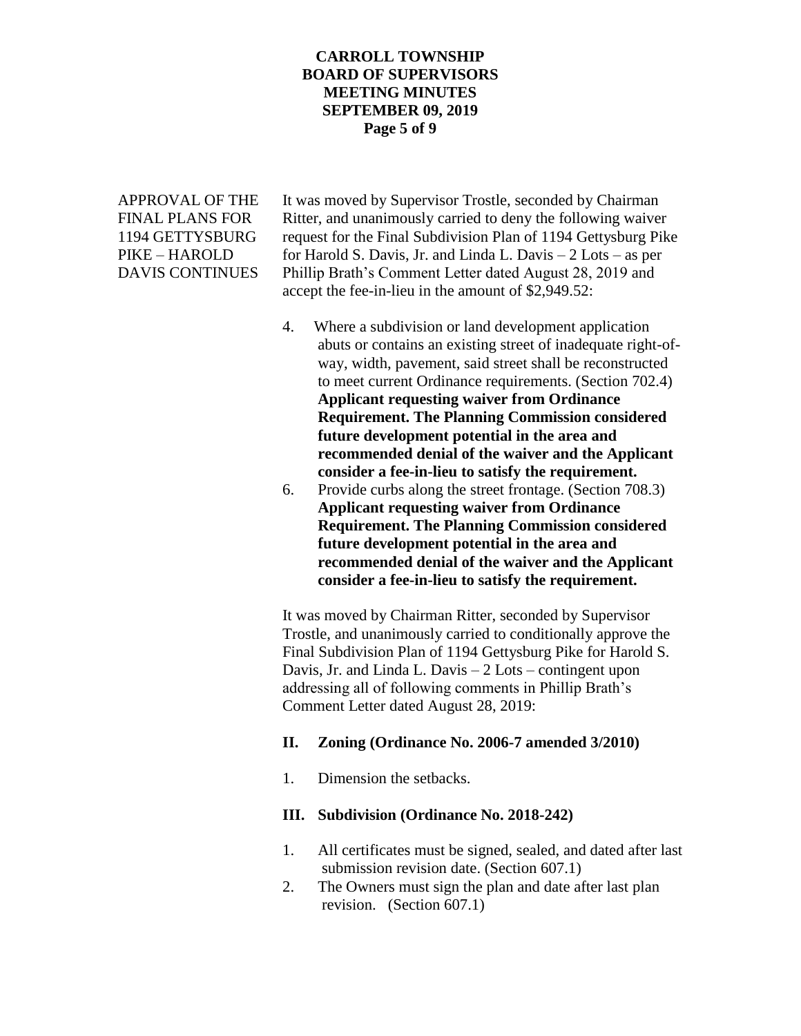APPROVAL OF THE FINAL PLANS FOR 1194 GETTYSBURG PIKE – HAROLD DAVIS CONTINUES

It was moved by Supervisor Trostle, seconded by Chairman Ritter, and unanimously carried to deny the following waiver request for the Final Subdivision Plan of 1194 Gettysburg Pike for Harold S. Davis, Jr. and Linda L. Davis – 2 Lots – as per Phillip Brath's Comment Letter dated August 28, 2019 and accept the fee-in-lieu in the amount of $2,949.52:

4. Where a subdivision or land development application abuts or contains an existing street of inadequate right-of-way, width, pavement, said street shall be reconstructed to meet current Ordinance requirements. (Section 702.4) **Applicant requesting waiver from Ordinance Requirement. The Planning Commission considered future development potential in the area and recommended denial of the waiver and the Applicant consider a fee-in-lieu to satisfy the requirement.**
6. Provide curbs along the street frontage. (Section 708.3) **Applicant requesting waiver from Ordinance Requirement. The Planning Commission considered future development potential in the area and recommended denial of the waiver and the Applicant consider a fee-in-lieu to satisfy the requirement.**

It was moved by Chairman Ritter, seconded by Supervisor Trostle, and unanimously carried to conditionally approve the Final Subdivision Plan of 1194 Gettysburg Pike for Harold S. Davis, Jr. and Linda L. Davis – 2 Lots – contingent upon addressing all of following comments in Phillip Brath's Comment Letter dated August 28, 2019:

**II. Zoning (Ordinance No. 2006-7 amended 3/2010)**

1. Dimension the setbacks.

**III. Subdivision (Ordinance No. 2018-242)**

1. All certificates must be signed, sealed, and dated after last submission revision date. (Section 607.1)
2. The Owners must sign the plan and date after last plan revision. (Section 607.1)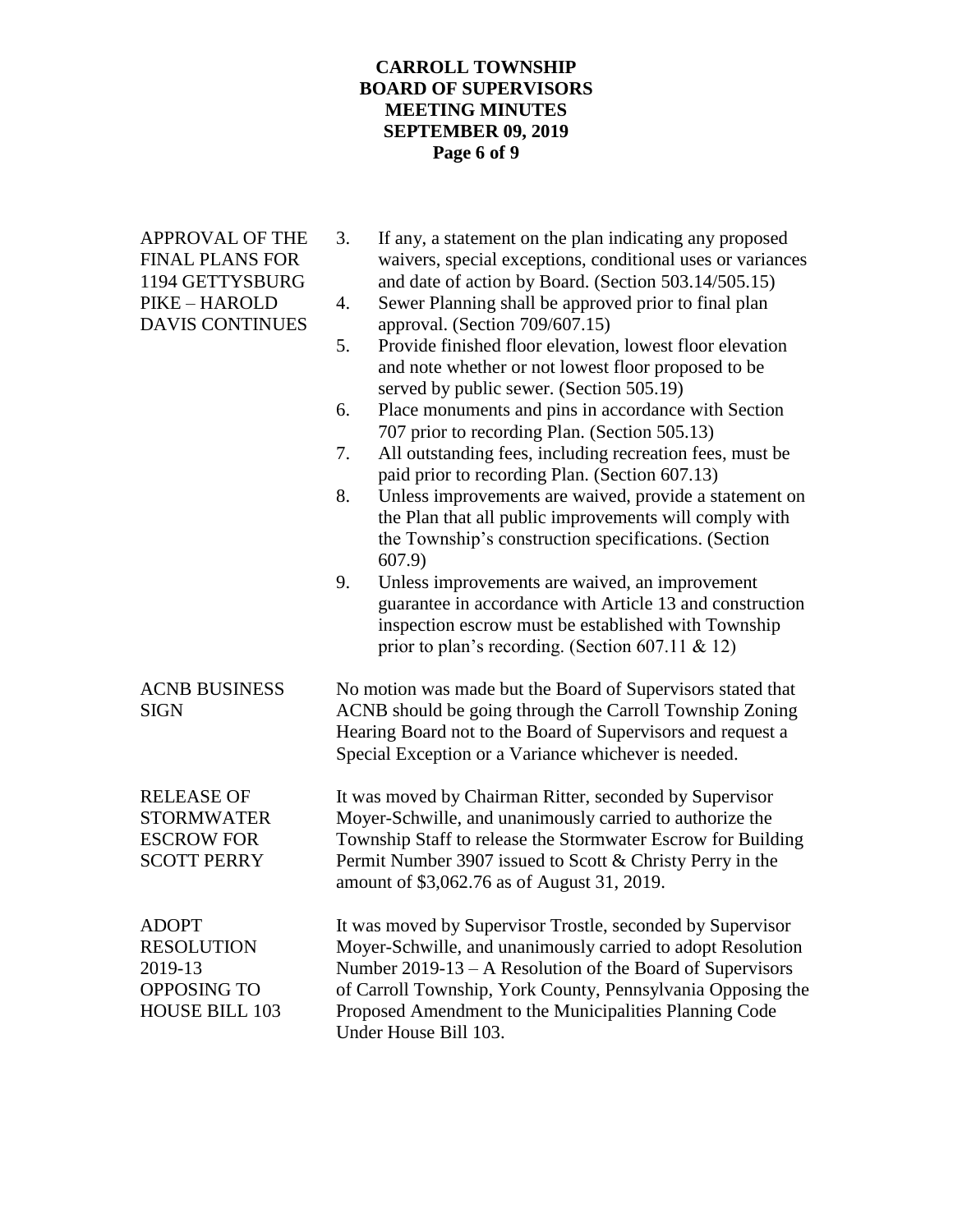**APPROVAL OF THE FINAL PLANS FOR 1194 GETTYSBURG PIKE – HAROLD DAVIS CONTINUES**

3. If any, a statement on the plan indicating any proposed waivers, special exceptions, conditional uses or variances and date of action by Board. (Section 503.14/505.15)
4. Sewer Planning shall be approved prior to final plan approval. (Section 709/607.15)
5. Provide finished floor elevation, lowest floor elevation and note whether or not lowest floor proposed to be served by public sewer. (Section 505.19)
6. Place monuments and pins in accordance with Section 707 prior to recording Plan. (Section 505.13)
7. All outstanding fees, including recreation fees, must be paid prior to recording Plan. (Section 607.13)
8. Unless improvements are waived, provide a statement on the Plan that all public improvements will comply with the Township's construction specifications. (Section 607.9)
9. Unless improvements are waived, an improvement guarantee in accordance with Article 13 and construction inspection escrow must be established with Township prior to plan's recording. (Section 607.11 & 12)

**ACNB BUSINESS SIGN**

No motion was made but the Board of Supervisors stated that ACNB should be going through the Carroll Township Zoning Hearing Board not to the Board of Supervisors and request a Special Exception or a Variance whichever is needed.

**RELEASE OF STORMWATER ESCROW FOR SCOTT PERRY**

It was moved by Chairman Ritter, seconded by Supervisor Moyer-Schwille, and unanimously carried to authorize the Township Staff to release the Stormwater Escrow for Building Permit Number 3907 issued to Scott & Christy Perry in the amount of $3,062.76 as of August 31, 2019.

**ADOPT RESOLUTION 2019-13 OPPOSING TO HOUSE BILL 103**

It was moved by Supervisor Trostle, seconded by Supervisor Moyer-Schwille, and unanimously carried to adopt Resolution Number 2019-13 – A Resolution of the Board of Supervisors of Carroll Township, York County, Pennsylvania Opposing the Proposed Amendment to the Municipalities Planning Code Under House Bill 103.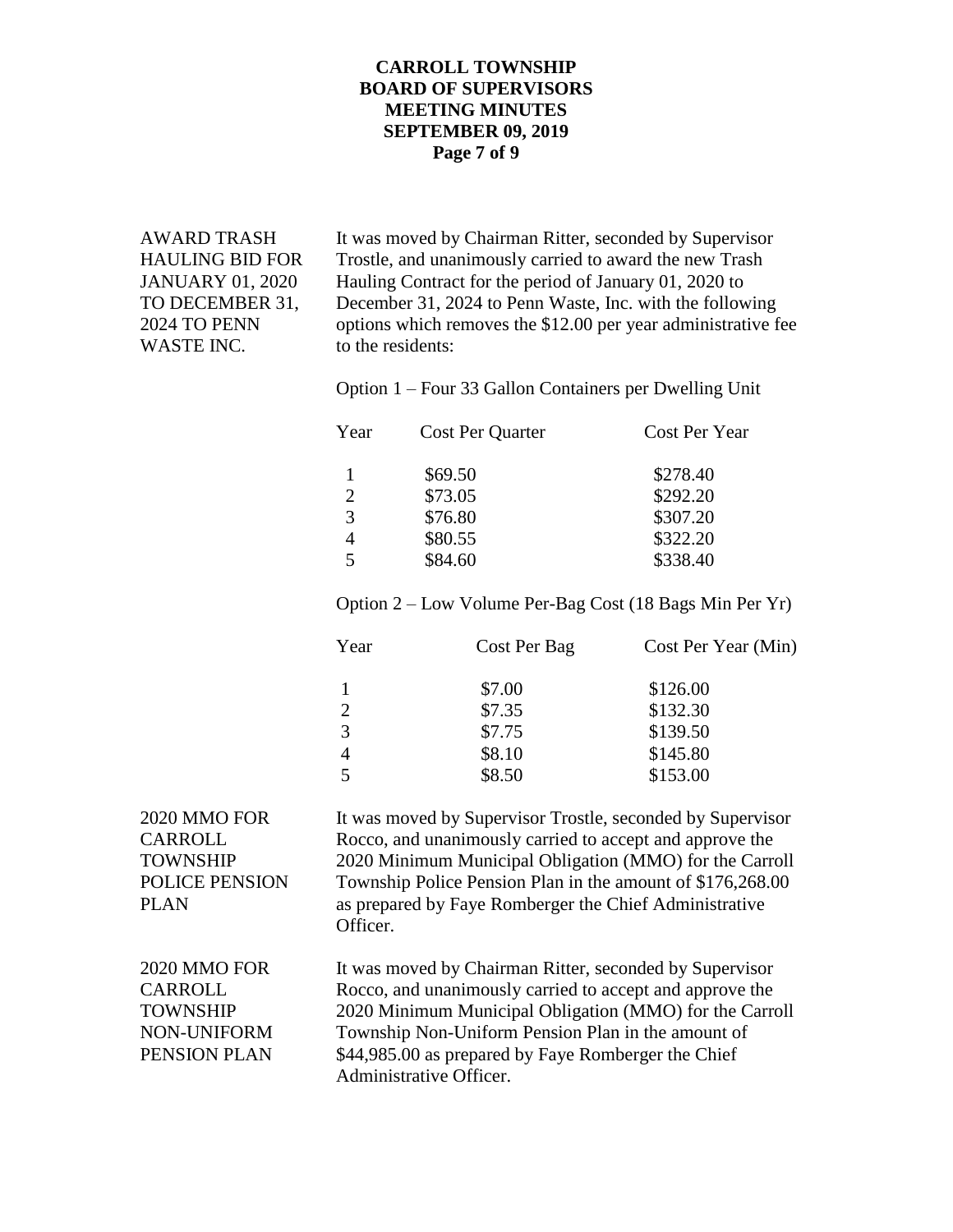**AWARD TRASH HAULING BID FOR JANUARY 01, 2020 TO DECEMBER 31, 2024 TO PENN WASTE INC.**

It was moved by Chairman Ritter, seconded by Supervisor Trostle, and unanimously carried to award the new Trash Hauling Contract for the period of January 01, 2020 to December 31, 2024 to Penn Waste, Inc. with the following options which removes the $12.00 per year administrative fee to the residents:

Option 1 – Four 33 Gallon Containers per Dwelling Unit

| Year | Cost Per Quarter | Cost Per Year |
|---|---|---|
| 1 | $69.50 | $278.40 |
| 2 | $73.05 | $292.20 |
| 3 | $76.80 | $307.20 |
| 4 | $80.55 | $322.20 |
| 5 | $84.60 | $338.40 |

Option 2 – Low Volume Per-Bag Cost (18 Bags Min Per Yr)

| Year | Cost Per Bag | Cost Per Year (Min) |
|---|---|---|
| 1 | $7.00 | $126.00 |
| 2 | $7.35 | $132.30 |
| 3 | $7.75 | $139.50 |
| 4 | $8.10 | $145.80 |
| 5 | $8.50 | $153.00 |

**2020 MMO FOR CARROLL TOWNSHIP POLICE PENSION PLAN**

It was moved by Supervisor Trostle, seconded by Supervisor Rocco, and unanimously carried to accept and approve the 2020 Minimum Municipal Obligation (MMO) for the Carroll Township Police Pension Plan in the amount of $176,268.00 as prepared by Faye Romberger the Chief Administrative Officer.

**2020 MMO FOR CARROLL TOWNSHIP NON-UNIFORM PENSION PLAN**

It was moved by Chairman Ritter, seconded by Supervisor Rocco, and unanimously carried to accept and approve the 2020 Minimum Municipal Obligation (MMO) for the Carroll Township Non-Uniform Pension Plan in the amount of $44,985.00 as prepared by Faye Romberger the Chief Administrative Officer.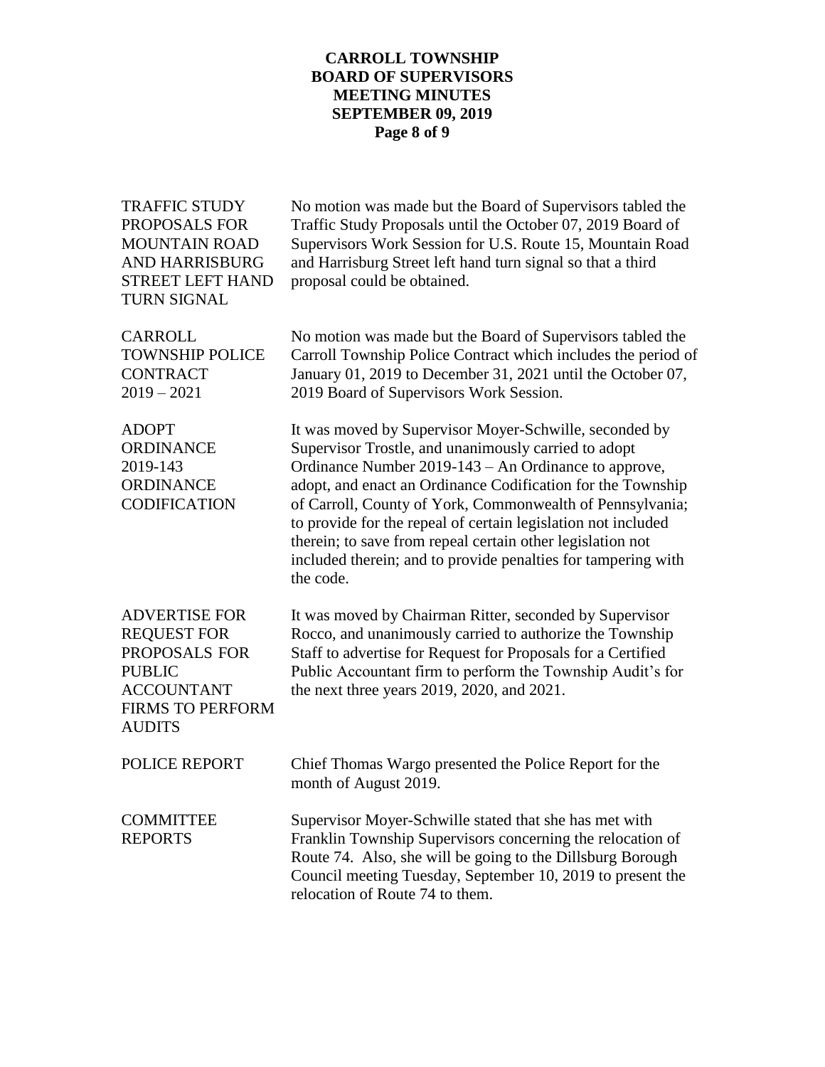**TRAFFIC STUDY PROPOSALS FOR MOUNTAIN ROAD AND HARRISBURG STREET LEFT HAND TURN SIGNAL**

No motion was made but the Board of Supervisors tabled the Traffic Study Proposals until the October 07, 2019 Board of Supervisors Work Session for U.S. Route 15, Mountain Road and Harrisburg Street left hand turn signal so that a third proposal could be obtained.

**CARROLL TOWNSHIP POLICE CONTRACT 2019 – 2021**

No motion was made but the Board of Supervisors tabled the Carroll Township Police Contract which includes the period of January 01, 2019 to December 31, 2021 until the October 07, 2019 Board of Supervisors Work Session.

**ADOPT ORDINANCE 2019-143 ORDINANCE CODIFICATION**

It was moved by Supervisor Moyer-Schwille, seconded by Supervisor Trostle, and unanimously carried to adopt Ordinance Number 2019-143 – An Ordinance to approve, adopt, and enact an Ordinance Codification for the Township of Carroll, County of York, Commonwealth of Pennsylvania; to provide for the repeal of certain legislation not included therein; to save from repeal certain other legislation not included therein; and to provide penalties for tampering with the code.

**ADVERTISE FOR REQUEST FOR PROPOSALS FOR PUBLIC ACCOUNTANT FIRMS TO PERFORM AUDITS**

It was moved by Chairman Ritter, seconded by Supervisor Rocco, and unanimously carried to authorize the Township Staff to advertise for Request for Proposals for a Certified Public Accountant firm to perform the Township Audit's for the next three years 2019, 2020, and 2021.

**POLICE REPORT**

Chief Thomas Wargo presented the Police Report for the month of August 2019.

**COMMITTEE REPORTS**

Supervisor Moyer-Schwille stated that she has met with Franklin Township Supervisors concerning the relocation of Route 74. Also, she will be going to the Dillsburg Borough Council meeting Tuesday, September 10, 2019 to present the relocation of Route 74 to them.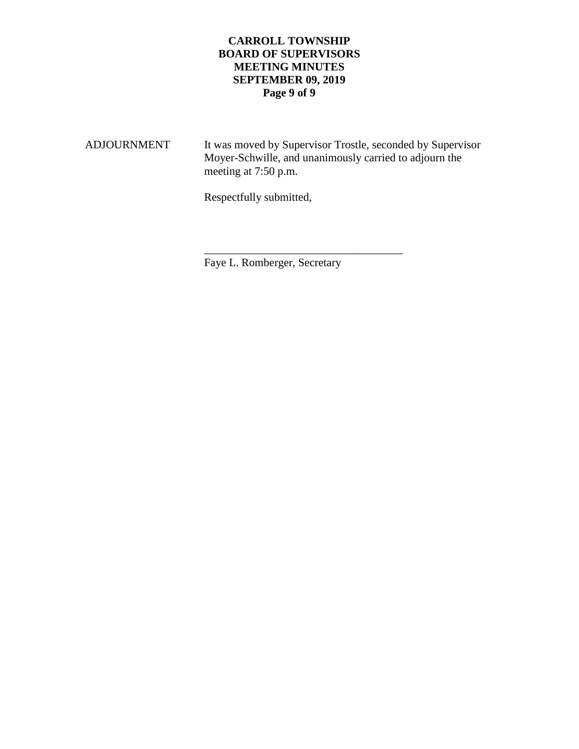ADJOURNMENT

It was moved by Supervisor Trostle, seconded by Supervisor Moyer-Schwille, and unanimously carried to adjourn the meeting at 7:50 p.m.

Respectfully submitted,

\_\_\_\_\_\_\_\_\_\_\_\_\_\_\_\_\_\_\_\_\_\_\_\_\_\_\_\_\_\_\_\_\_\_\_\_

Faye L. Romberger, Secretary